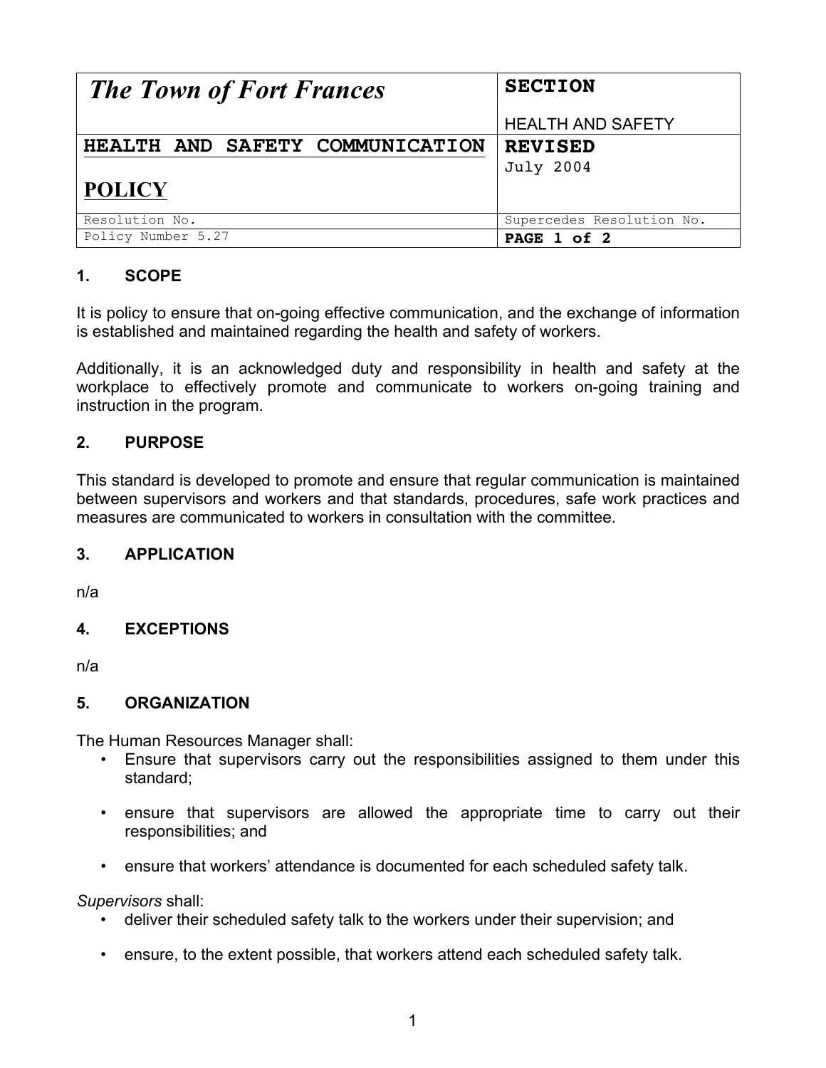| *The Town of Fort Frances* | **SECTION**<br><br>HEALTH AND SAFETY |
|---|---|
| **HEALTH AND SAFETY COMMUNICATION**<br><br>**POLICY** | **REVISED**<br>July 2004 |
| Resolution No. | Supercedes Resolution No. |
| Policy Number 5.27 | **PAGE 1 of 2** |

## 1. SCOPE

It is policy to ensure that on-going effective communication, and the exchange of information is established and maintained regarding the health and safety of workers.

Additionally, it is an acknowledged duty and responsibility in health and safety at the workplace to effectively promote and communicate to workers on-going training and instruction in the program.

## 2. PURPOSE

This standard is developed to promote and ensure that regular communication is maintained between supervisors and workers and that standards, procedures, safe work practices and measures are communicated to workers in consultation with the committee.

## 3. APPLICATION

n/a

## 4. EXCEPTIONS

n/a

## 5. ORGANIZATION

The Human Resources Manager shall:

- Ensure that supervisors carry out the responsibilities assigned to them under this standard;
- ensure that supervisors are allowed the appropriate time to carry out their responsibilities; and
- ensure that workers' attendance is documented for each scheduled safety talk.

*Supervisors* shall:

- deliver their scheduled safety talk to the workers under their supervision; and
- ensure, to the extent possible, that workers attend each scheduled safety talk.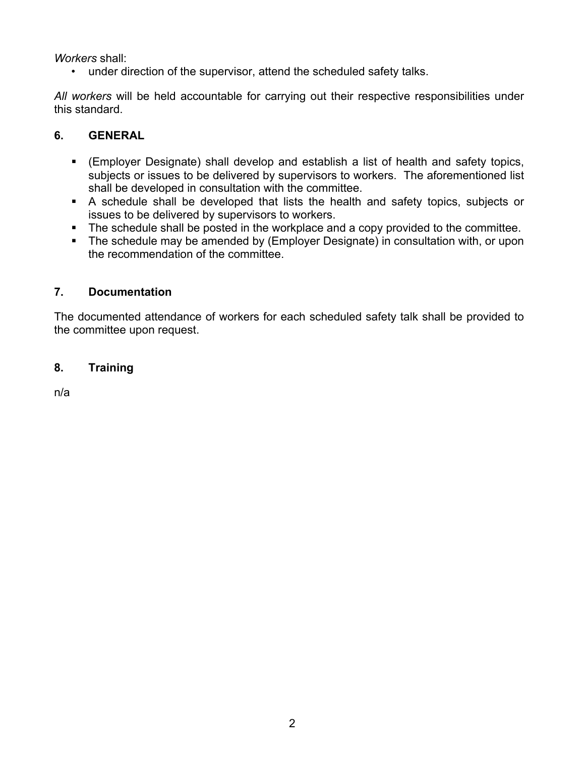*Workers* shall:

- under direction of the supervisor, attend the scheduled safety talks.

*All workers* will be held accountable for carrying out their respective responsibilities under this standard.

## 6. GENERAL

- (Employer Designate) shall develop and establish a list of health and safety topics, subjects or issues to be delivered by supervisors to workers. The aforementioned list shall be developed in consultation with the committee.
- A schedule shall be developed that lists the health and safety topics, subjects or issues to be delivered by supervisors to workers.
- The schedule shall be posted in the workplace and a copy provided to the committee.
- The schedule may be amended by (Employer Designate) in consultation with, or upon the recommendation of the committee.

## 7. Documentation

The documented attendance of workers for each scheduled safety talk shall be provided to the committee upon request.

## 8. Training

n/a